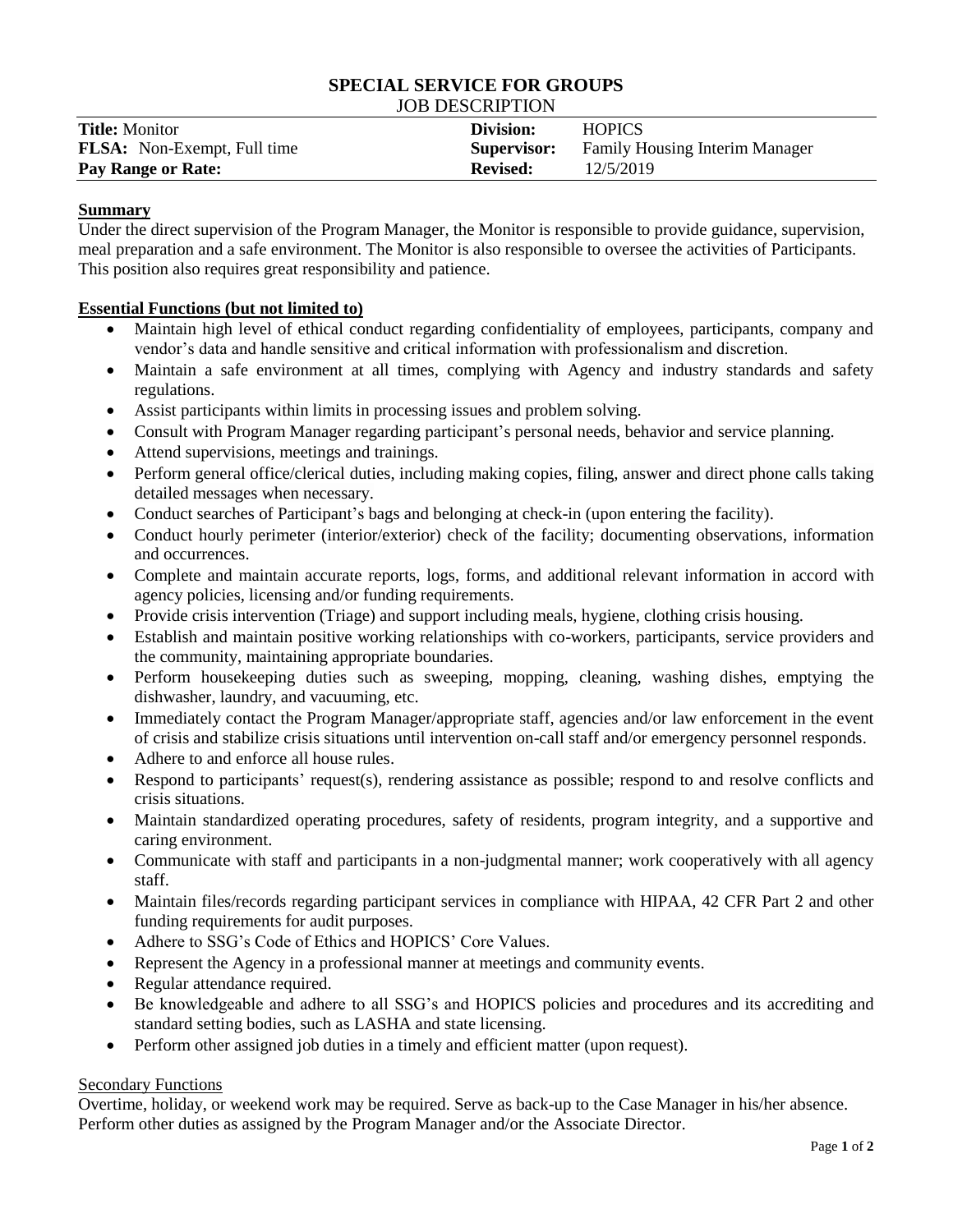# SPECIAL SERVICE FOR GROUPS

## JOB DESCRIPTION

| | | | |
|---|---|---|---|
| **Title:** Monitor | | **Division:** | HOPICS |
| **FLSA:** Non-Exempt, Full time | | **Supervisor:** | Family Housing Interim Manager |
| **Pay Range or Rate:** | | **Revised:** | 12/5/2019 |

**Summary**

Under the direct supervision of the Program Manager, the Monitor is responsible to provide guidance, supervision, meal preparation and a safe environment. The Monitor is also responsible to oversee the activities of Participants. This position also requires great responsibility and patience.

**Essential Functions (but not limited to)**

- Maintain high level of ethical conduct regarding confidentiality of employees, participants, company and vendor's data and handle sensitive and critical information with professionalism and discretion.
- Maintain a safe environment at all times, complying with Agency and industry standards and safety regulations.
- Assist participants within limits in processing issues and problem solving.
- Consult with Program Manager regarding participant's personal needs, behavior and service planning.
- Attend supervisions, meetings and trainings.
- Perform general office/clerical duties, including making copies, filing, answer and direct phone calls taking detailed messages when necessary.
- Conduct searches of Participant's bags and belonging at check-in (upon entering the facility).
- Conduct hourly perimeter (interior/exterior) check of the facility; documenting observations, information and occurrences.
- Complete and maintain accurate reports, logs, forms, and additional relevant information in accord with agency policies, licensing and/or funding requirements.
- Provide crisis intervention (Triage) and support including meals, hygiene, clothing crisis housing.
- Establish and maintain positive working relationships with co-workers, participants, service providers and the community, maintaining appropriate boundaries.
- Perform housekeeping duties such as sweeping, mopping, cleaning, washing dishes, emptying the dishwasher, laundry, and vacuuming, etc.
- Immediately contact the Program Manager/appropriate staff, agencies and/or law enforcement in the event of crisis and stabilize crisis situations until intervention on-call staff and/or emergency personnel responds.
- Adhere to and enforce all house rules.
- Respond to participants' request(s), rendering assistance as possible; respond to and resolve conflicts and crisis situations.
- Maintain standardized operating procedures, safety of residents, program integrity, and a supportive and caring environment.
- Communicate with staff and participants in a non-judgmental manner; work cooperatively with all agency staff.
- Maintain files/records regarding participant services in compliance with HIPAA, 42 CFR Part 2 and other funding requirements for audit purposes.
- Adhere to SSG's Code of Ethics and HOPICS' Core Values.
- Represent the Agency in a professional manner at meetings and community events.
- Regular attendance required.
- Be knowledgeable and adhere to all SSG's and HOPICS policies and procedures and its accrediting and standard setting bodies, such as LASHA and state licensing.
- Perform other assigned job duties in a timely and efficient matter (upon request).

Secondary Functions

Overtime, holiday, or weekend work may be required. Serve as back-up to the Case Manager in his/her absence. Perform other duties as assigned by the Program Manager and/or the Associate Director.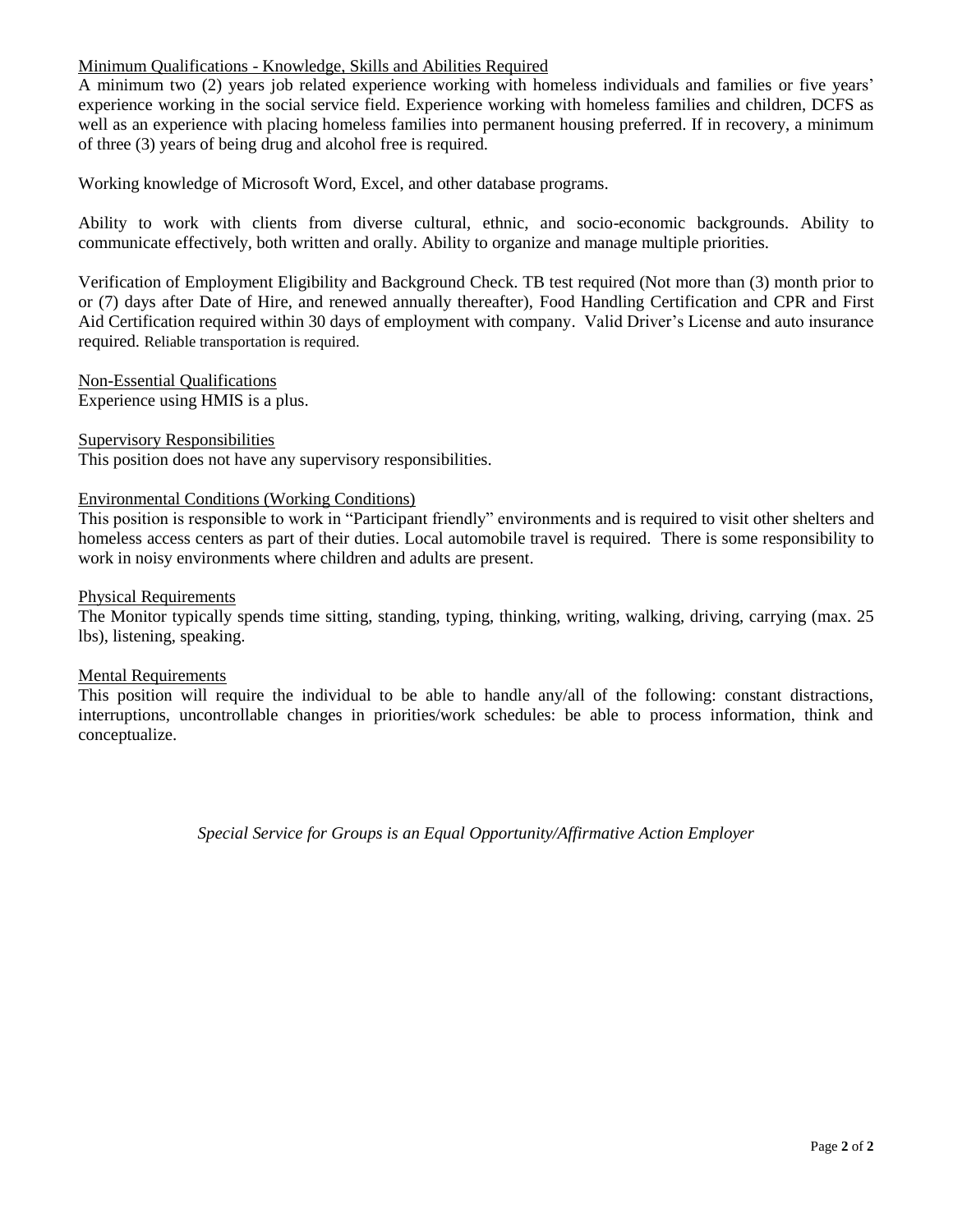Minimum Qualifications - Knowledge, Skills and Abilities Required

A minimum two (2) years job related experience working with homeless individuals and families or five years' experience working in the social service field. Experience working with homeless families and children, DCFS as well as an experience with placing homeless families into permanent housing preferred. If in recovery, a minimum of three (3) years of being drug and alcohol free is required.

Working knowledge of Microsoft Word, Excel, and other database programs.

Ability to work with clients from diverse cultural, ethnic, and socio-economic backgrounds. Ability to communicate effectively, both written and orally. Ability to organize and manage multiple priorities.

Verification of Employment Eligibility and Background Check. TB test required (Not more than (3) month prior to or (7) days after Date of Hire, and renewed annually thereafter), Food Handling Certification and CPR and First Aid Certification required within 30 days of employment with company. Valid Driver's License and auto insurance required. Reliable transportation is required.

Non-Essential Qualifications

Experience using HMIS is a plus.

Supervisory Responsibilities

This position does not have any supervisory responsibilities.

Environmental Conditions (Working Conditions)

This position is responsible to work in "Participant friendly" environments and is required to visit other shelters and homeless access centers as part of their duties. Local automobile travel is required. There is some responsibility to work in noisy environments where children and adults are present.

Physical Requirements

The Monitor typically spends time sitting, standing, typing, thinking, writing, walking, driving, carrying (max. 25 lbs), listening, speaking.

Mental Requirements

This position will require the individual to be able to handle any/all of the following: constant distractions, interruptions, uncontrollable changes in priorities/work schedules: be able to process information, think and conceptualize.

*Special Service for Groups is an Equal Opportunity/Affirmative Action Employer*